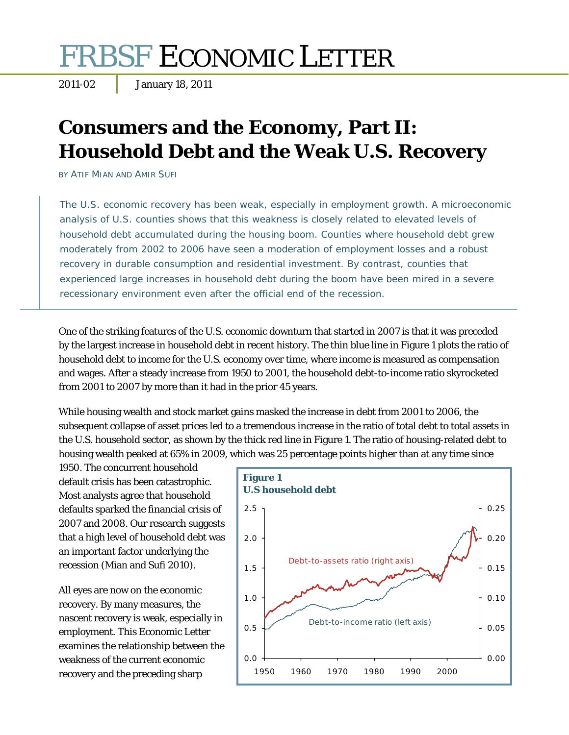# FRBSF Economic Letter

2011-02 | January 18, 2011

# Consumers and the Economy, Part II: Household Debt and the Weak U.S. Recovery

BY ATIF MIAN AND AMIR SUFI

> The U.S. economic recovery has been weak, especially in employment growth. A microeconomic analysis of U.S. counties shows that this weakness is closely related to elevated levels of household debt accumulated during the housing boom. Counties where household debt grew moderately from 2002 to 2006 have seen a moderation of employment losses and a robust recovery in durable consumption and residential investment. By contrast, counties that experienced large increases in household debt during the boom have been mired in a severe recessionary environment even after the official end of the recession.

One of the striking features of the U.S. economic downturn that started in 2007 is that it was preceded by the largest increase in household debt in recent history. The thin blue line in Figure 1 plots the ratio of household debt to income for the U.S. economy over time, where income is measured as compensation and wages. After a steady increase from 1950 to 2001, the household debt-to-income ratio skyrocketed from 2001 to 2007 by more than it had in the prior 45 years.

While housing wealth and stock market gains masked the increase in debt from 2001 to 2006, the subsequent collapse of asset prices led to a tremendous increase in the ratio of total debt to total assets in the U.S. household sector, as shown by the thick red line in Figure 1. The ratio of housing-related debt to housing wealth peaked at 65% in 2009, which was 25 percentage points higher than at any time since 1950. The concurrent household default crisis has been catastrophic. Most analysts agree that household defaults sparked the financial crisis of 2007 and 2008. Our research suggests that a high level of household debt was an important factor underlying the recession (Mian and Sufi 2010).

**Figure 1**
**U.S household debt**

All eyes are now on the economic recovery. By many measures, the nascent recovery is weak, especially in employment. This Economic Letter examines the relationship between the weakness of the current economic recovery and the preceding sharp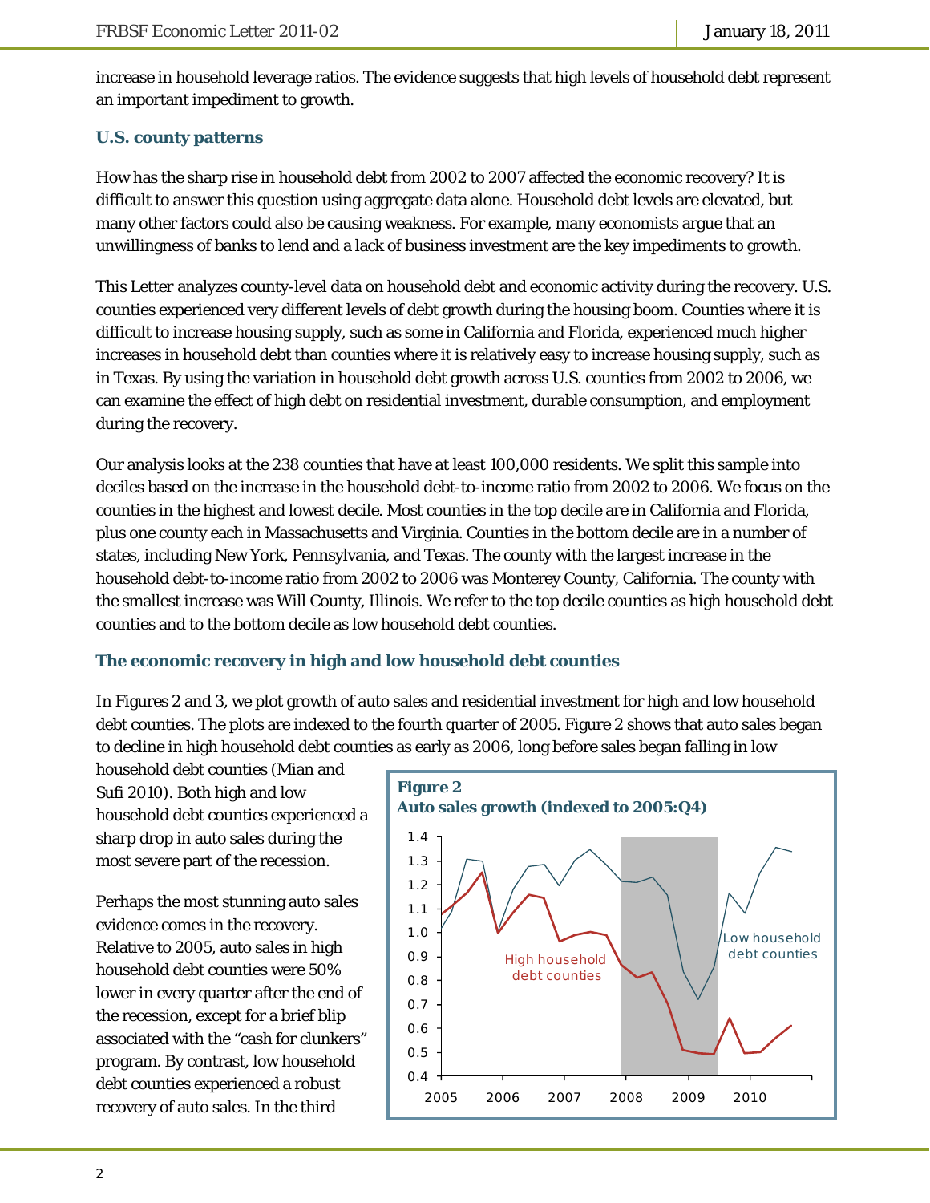increase in household leverage ratios. The evidence suggests that high levels of household debt represent an important impediment to growth.

### U.S. county patterns

How has the sharp rise in household debt from 2002 to 2007 affected the economic recovery? It is difficult to answer this question using aggregate data alone. Household debt levels are elevated, but many other factors could also be causing weakness. For example, many economists argue that an unwillingness of banks to lend and a lack of business investment are the key impediments to growth.

This Letter analyzes county-level data on household debt and economic activity during the recovery. U.S. counties experienced very different levels of debt growth during the housing boom. Counties where it is difficult to increase housing supply, such as some in California and Florida, experienced much higher increases in household debt than counties where it is relatively easy to increase housing supply, such as in Texas. By using the variation in household debt growth across U.S. counties from 2002 to 2006, we can examine the effect of high debt on residential investment, durable consumption, and employment during the recovery.

Our analysis looks at the 238 counties that have at least 100,000 residents. We split this sample into deciles based on the increase in the household debt-to-income ratio from 2002 to 2006. We focus on the counties in the highest and lowest decile. Most counties in the top decile are in California and Florida, plus one county each in Massachusetts and Virginia. Counties in the bottom decile are in a number of states, including New York, Pennsylvania, and Texas. The county with the largest increase in the household debt-to-income ratio from 2002 to 2006 was Monterey County, California. The county with the smallest increase was Will County, Illinois. We refer to the top decile counties as high household debt counties and to the bottom decile as low household debt counties.

### The economic recovery in high and low household debt counties

In Figures 2 and 3, we plot growth of auto sales and residential investment for high and low household debt counties. The plots are indexed to the fourth quarter of 2005. Figure 2 shows that auto sales began to decline in high household debt counties as early as 2006, long before sales began falling in low household debt counties (Mian and Sufi 2010). Both high and low household debt counties experienced a sharp drop in auto sales during the most severe part of the recession.

**Figure 2**
**Auto sales growth (indexed to 2005:Q4)**

Perhaps the most stunning auto sales evidence comes in the recovery. Relative to 2005, auto sales in high household debt counties were 50% lower in every quarter after the end of the recession, except for a brief blip associated with the "cash for clunkers" program. By contrast, low household debt counties experienced a robust recovery of auto sales. In the third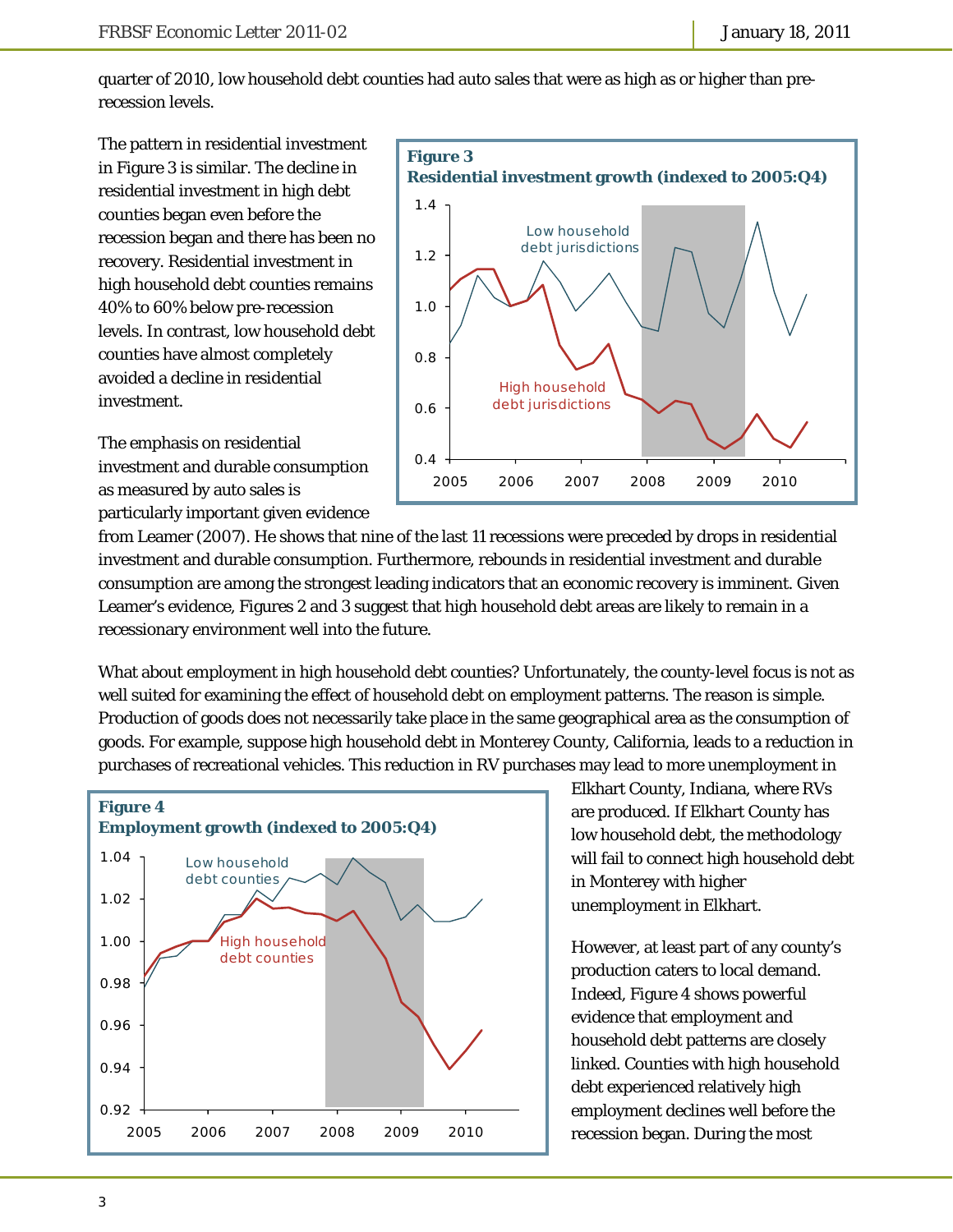quarter of 2010, low household debt counties had auto sales that were as high as or higher than pre-recession levels.

The pattern in residential investment in Figure 3 is similar. The decline in residential investment in high debt counties began even before the recession began and there has been no recovery. Residential investment in high household debt counties remains 40% to 60% below pre-recession levels. In contrast, low household debt counties have almost completely avoided a decline in residential investment.

**Figure 3**
**Residential investment growth (indexed to 2005:Q4)**

The emphasis on residential investment and durable consumption as measured by auto sales is particularly important given evidence from Leamer (2007). He shows that nine of the last 11 recessions were preceded by drops in residential investment and durable consumption. Furthermore, rebounds in residential investment and durable consumption are among the strongest leading indicators that an economic recovery is imminent. Given Leamer's evidence, Figures 2 and 3 suggest that high household debt areas are likely to remain in a recessionary environment well into the future.

What about employment in high household debt counties? Unfortunately, the county-level focus is not as well suited for examining the effect of household debt on employment patterns. The reason is simple. Production of goods does not necessarily take place in the same geographical area as the consumption of goods. For example, suppose high household debt in Monterey County, California, leads to a reduction in purchases of recreational vehicles. This reduction in RV purchases may lead to more unemployment in Elkhart County, Indiana, where RVs are produced. If Elkhart County has low household debt, the methodology will fail to connect high household debt in Monterey with higher unemployment in Elkhart.

**Figure 4**
**Employment growth (indexed to 2005:Q4)**

However, at least part of any county's production caters to local demand. Indeed, Figure 4 shows powerful evidence that employment and household debt patterns are closely linked. Counties with high household debt experienced relatively high employment declines well before the recession began. During the most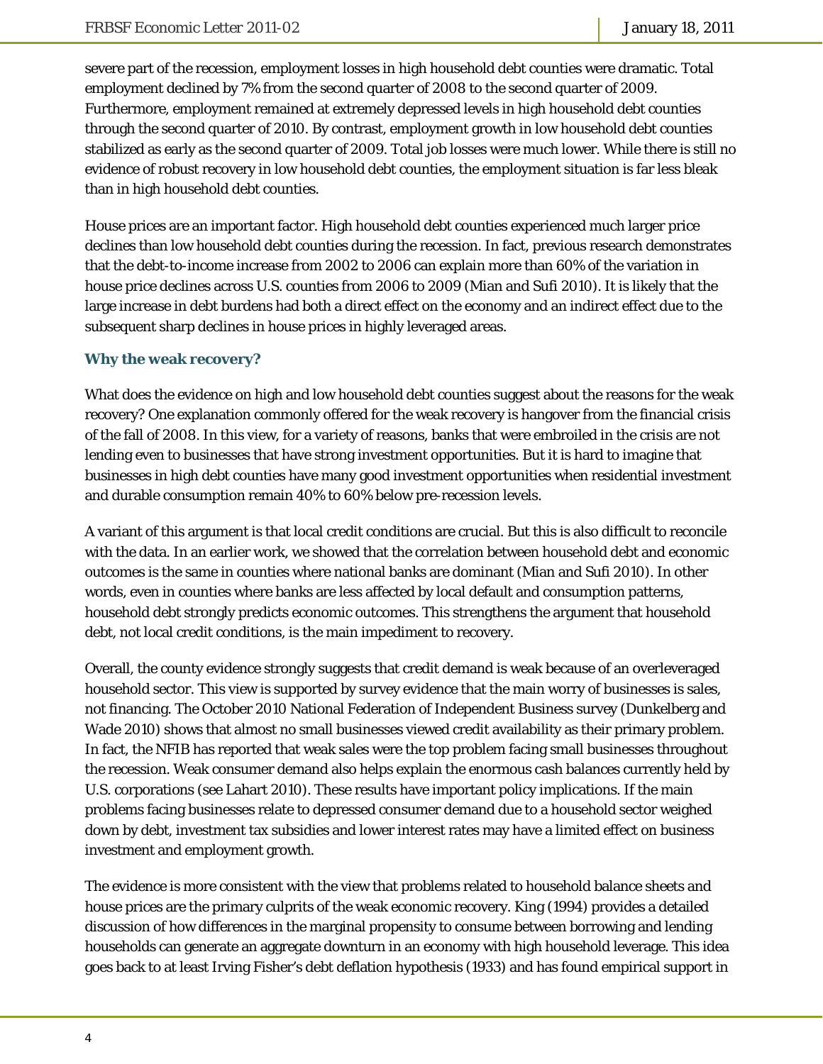severe part of the recession, employment losses in high household debt counties were dramatic. Total employment declined by 7% from the second quarter of 2008 to the second quarter of 2009. Furthermore, employment remained at extremely depressed levels in high household debt counties through the second quarter of 2010. By contrast, employment growth in low household debt counties stabilized as early as the second quarter of 2009. Total job losses were much lower. While there is still no evidence of robust recovery in low household debt counties, the employment situation is far less bleak than in high household debt counties.

House prices are an important factor. High household debt counties experienced much larger price declines than low household debt counties during the recession. In fact, previous research demonstrates that the debt-to-income increase from 2002 to 2006 can explain more than 60% of the variation in house price declines across U.S. counties from 2006 to 2009 (Mian and Sufi 2010). It is likely that the large increase in debt burdens had both a direct effect on the economy and an indirect effect due to the subsequent sharp declines in house prices in highly leveraged areas.

### Why the weak recovery?

What does the evidence on high and low household debt counties suggest about the reasons for the weak recovery? One explanation commonly offered for the weak recovery is hangover from the financial crisis of the fall of 2008. In this view, for a variety of reasons, banks that were embroiled in the crisis are not lending even to businesses that have strong investment opportunities. But it is hard to imagine that businesses in high debt counties have many good investment opportunities when residential investment and durable consumption remain 40% to 60% below pre-recession levels.

A variant of this argument is that local credit conditions are crucial. But this is also difficult to reconcile with the data. In an earlier work, we showed that the correlation between household debt and economic outcomes is the same in counties where national banks are dominant (Mian and Sufi 2010). In other words, even in counties where banks are less affected by local default and consumption patterns, household debt strongly predicts economic outcomes. This strengthens the argument that household debt, not local credit conditions, is the main impediment to recovery.

Overall, the county evidence strongly suggests that credit demand is weak because of an overleveraged household sector. This view is supported by survey evidence that the main worry of businesses is sales, not financing. The October 2010 National Federation of Independent Business survey (Dunkelberg and Wade 2010) shows that almost no small businesses viewed credit availability as their primary problem. In fact, the NFIB has reported that weak sales were the top problem facing small businesses throughout the recession. Weak consumer demand also helps explain the enormous cash balances currently held by U.S. corporations (see Lahart 2010). These results have important policy implications. If the main problems facing businesses relate to depressed consumer demand due to a household sector weighed down by debt, investment tax subsidies and lower interest rates may have a limited effect on business investment and employment growth.

The evidence is more consistent with the view that problems related to household balance sheets and house prices are the primary culprits of the weak economic recovery. King (1994) provides a detailed discussion of how differences in the marginal propensity to consume between borrowing and lending households can generate an aggregate downturn in an economy with high household leverage. This idea goes back to at least Irving Fisher's debt deflation hypothesis (1933) and has found empirical support in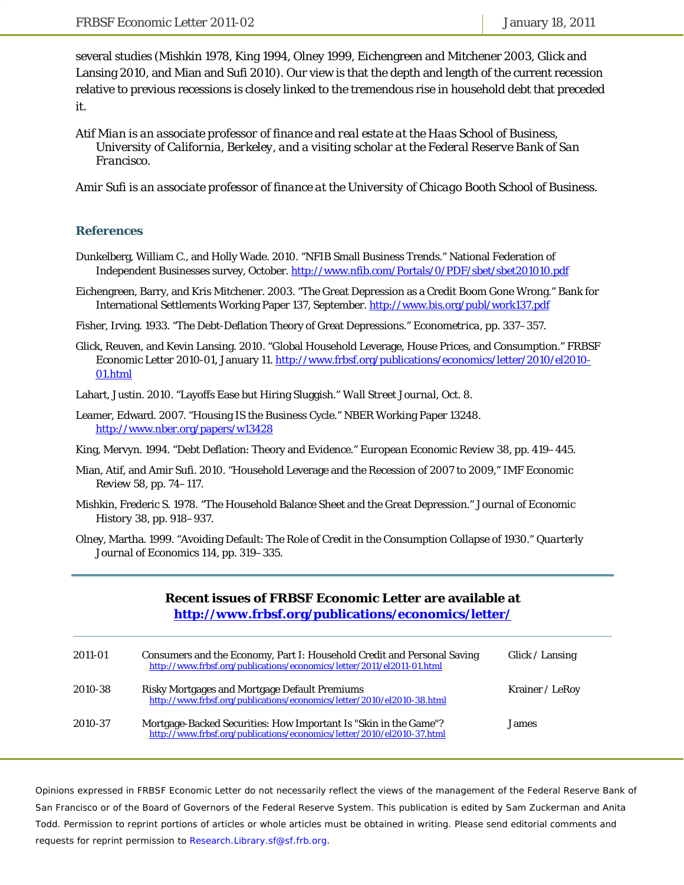several studies (Mishkin 1978, King 1994, Olney 1999, Eichengreen and Mitchener 2003, Glick and Lansing 2010, and Mian and Sufi 2010). Our view is that the depth and length of the current recession relative to previous recessions is closely linked to the tremendous rise in household debt that preceded it.

*Atif Mian is an associate professor of finance and real estate at the Haas School of Business, University of California, Berkeley, and a visiting scholar at the Federal Reserve Bank of San Francisco.*

*Amir Sufi is an associate professor of finance at the University of Chicago Booth School of Business.*

## References

Dunkelberg, William C., and Holly Wade. 2010. "NFIB Small Business Trends." National Federation of Independent Businesses survey, October. http://www.nfib.com/Portals/0/PDF/sbet/sbet201010.pdf

Eichengreen, Barry, and Kris Mitchener. 2003. "The Great Depression as a Credit Boom Gone Wrong." Bank for International Settlements Working Paper 137, September. http://www.bis.org/publ/work137.pdf

Fisher, Irving. 1933. "The Debt-Deflation Theory of Great Depressions." *Econometrica*, pp. 337–357.

Glick, Reuven, and Kevin Lansing. 2010. "Global Household Leverage, House Prices, and Consumption." FRBSF Economic Letter 2010-01, January 11. http://www.frbsf.org/publications/economics/letter/2010/el2010-01.html

Lahart, Justin. 2010. "Layoffs Ease but Hiring Sluggish." *Wall Street Journal*, Oct. 8.

Leamer, Edward. 2007. "Housing IS the Business Cycle." NBER Working Paper 13248. http://www.nber.org/papers/w13428

King, Mervyn. 1994. "Debt Deflation: Theory and Evidence." *European Economic Review* 38, pp. 419–445.

Mian, Atif, and Amir Sufi. 2010. "Household Leverage and the Recession of 2007 to 2009," IMF Economic Review 58, pp. 74–117.

Mishkin, Frederic S. 1978. "The Household Balance Sheet and the Great Depression." *Journal of Economic History* 38, pp. 918–937.

Olney, Martha. 1999. "Avoiding Default: The Role of Credit in the Consumption Collapse of 1930." *Quarterly Journal of Economics* 114, pp. 319–335.

**Recent issues of FRBSF Economic Letter are available at http://www.frbsf.org/publications/economics/letter/**

| | | |
|---|---|---|
| 2011-01 | Consumers and the Economy, Part I: Household Credit and Personal Saving http://www.frbsf.org/publications/economics/letter/2011/el2011-01.html | Glick / Lansing |
| 2010-38 | Risky Mortgages and Mortgage Default Premiums http://www.frbsf.org/publications/economics/letter/2010/el2010-38.html | Krainer / LeRoy |
| 2010-37 | Mortgage-Backed Securities: How Important Is "Skin in the Game"? http://www.frbsf.org/publications/economics/letter/2010/el2010-37.html | James |

Opinions expressed in FRBSF Economic Letter do not necessarily reflect the views of the management of the Federal Reserve Bank of San Francisco or of the Board of Governors of the Federal Reserve System. This publication is edited by Sam Zuckerman and Anita Todd. Permission to reprint portions of articles or whole articles must be obtained in writing. Please send editorial comments and requests for reprint permission to Research.Library.sf@sf.frb.org.